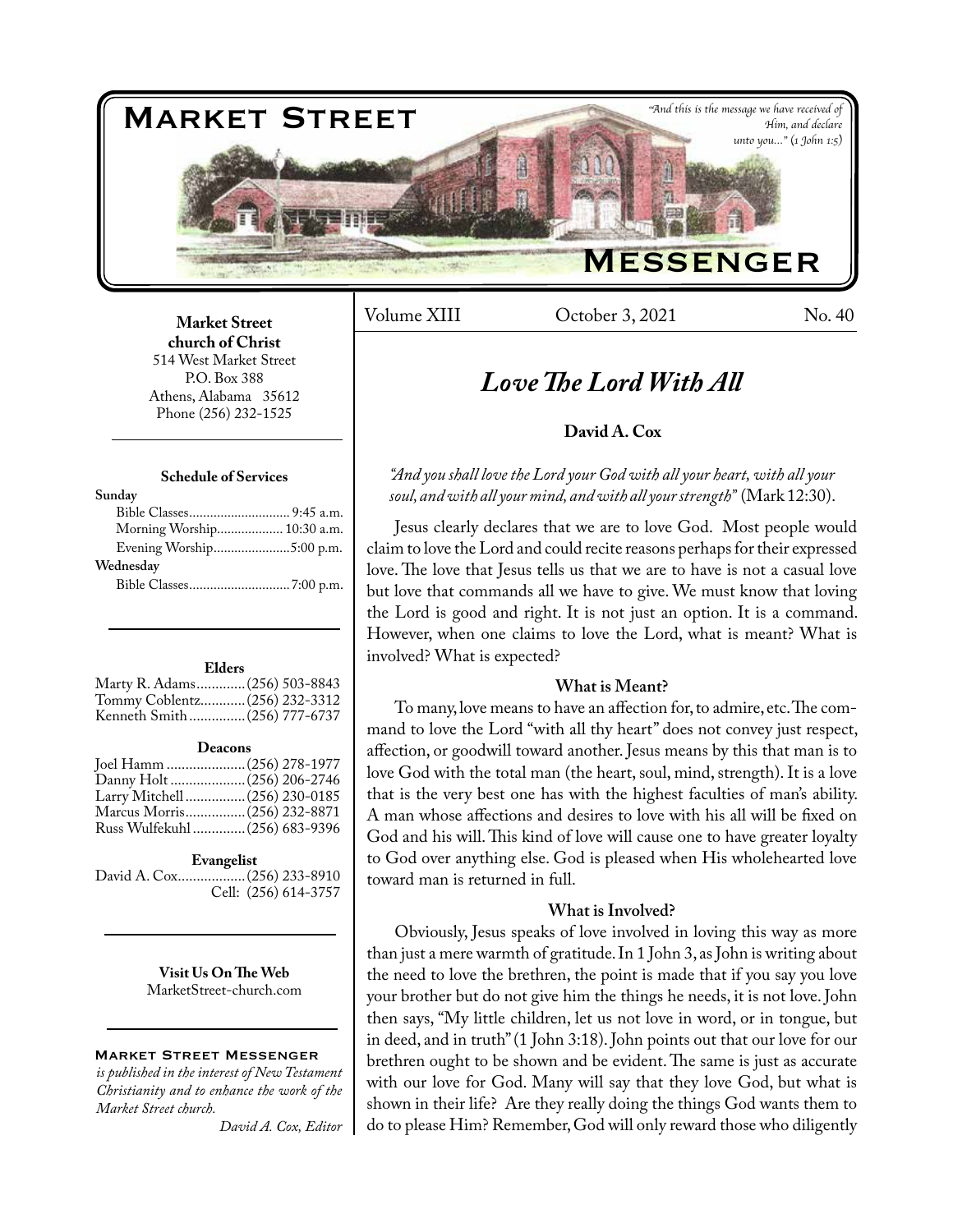# Market Street Messenger

*"And this is the message we have received of Him, and declare unto you..." (1 John 1:5)*

Volume XIII | October 3, 2021 | No. 40

**Market Street church of Christ**
514 West Market Street
P.O. Box 388
Athens, Alabama 35612
Phone (256) 232-1525

**Schedule of Services**

**Sunday**
Bible Classes.............................. 9:45 a.m.
Morning Worship................... 10:30 a.m.
Evening Worship......................5:00 p.m.

**Wednesday**
Bible Classes.............................7:00 p.m.

**Elders**
Marty R. Adams.............(256) 503-8843
Tommy Coblentz............(256) 232-3312
Kenneth Smith...............(256) 777-6737

**Deacons**
Joel Hamm.....................(256) 278-1977
Danny Holt....................(256) 206-2746
Larry Mitchell................(256) 230-0185
Marcus Morris................(256) 232-8871
Russ Wulfekuhl..............(256) 683-9396

**Evangelist**
David A. Cox..................(256) 233-8910
Cell: (256) 614-3757

**Visit Us On The Web**
MarketStreet-church.com

**Market Street Messenger**
*is published in the interest of New Testament Christianity and to enhance the work of the Market Street church.*

*David A. Cox, Editor*

## *Love The Lord With All*

**David A. Cox**

*"And you shall love the Lord your God with all your heart, with all your soul, and with all your mind, and with all your strength"* (Mark 12:30).

Jesus clearly declares that we are to love God. Most people would claim to love the Lord and could recite reasons perhaps for their expressed love. The love that Jesus tells us that we are to have is not a casual love but love that commands all we have to give. We must know that loving the Lord is good and right. It is not just an option. It is a command. However, when one claims to love the Lord, what is meant? What is involved? What is expected?

### What is Meant?

To many, love means to have an affection for, to admire, etc. The command to love the Lord "with all thy heart" does not convey just respect, affection, or goodwill toward another. Jesus means by this that man is to love God with the total man (the heart, soul, mind, strength). It is a love that is the very best one has with the highest faculties of man's ability. A man whose affections and desires to love with his all will be fixed on God and his will. This kind of love will cause one to have greater loyalty to God over anything else. God is pleased when His wholehearted love toward man is returned in full.

### What is Involved?

Obviously, Jesus speaks of love involved in loving this way as more than just a mere warmth of gratitude. In 1 John 3, as John is writing about the need to love the brethren, the point is made that if you say you love your brother but do not give him the things he needs, it is not love. John then says, "My little children, let us not love in word, or in tongue, but in deed, and in truth" (1 John 3:18). John points out that our love for our brethren ought to be shown and be evident. The same is just as accurate with our love for God. Many will say that they love God, but what is shown in their life? Are they really doing the things God wants them to do to please Him? Remember, God will only reward those who diligently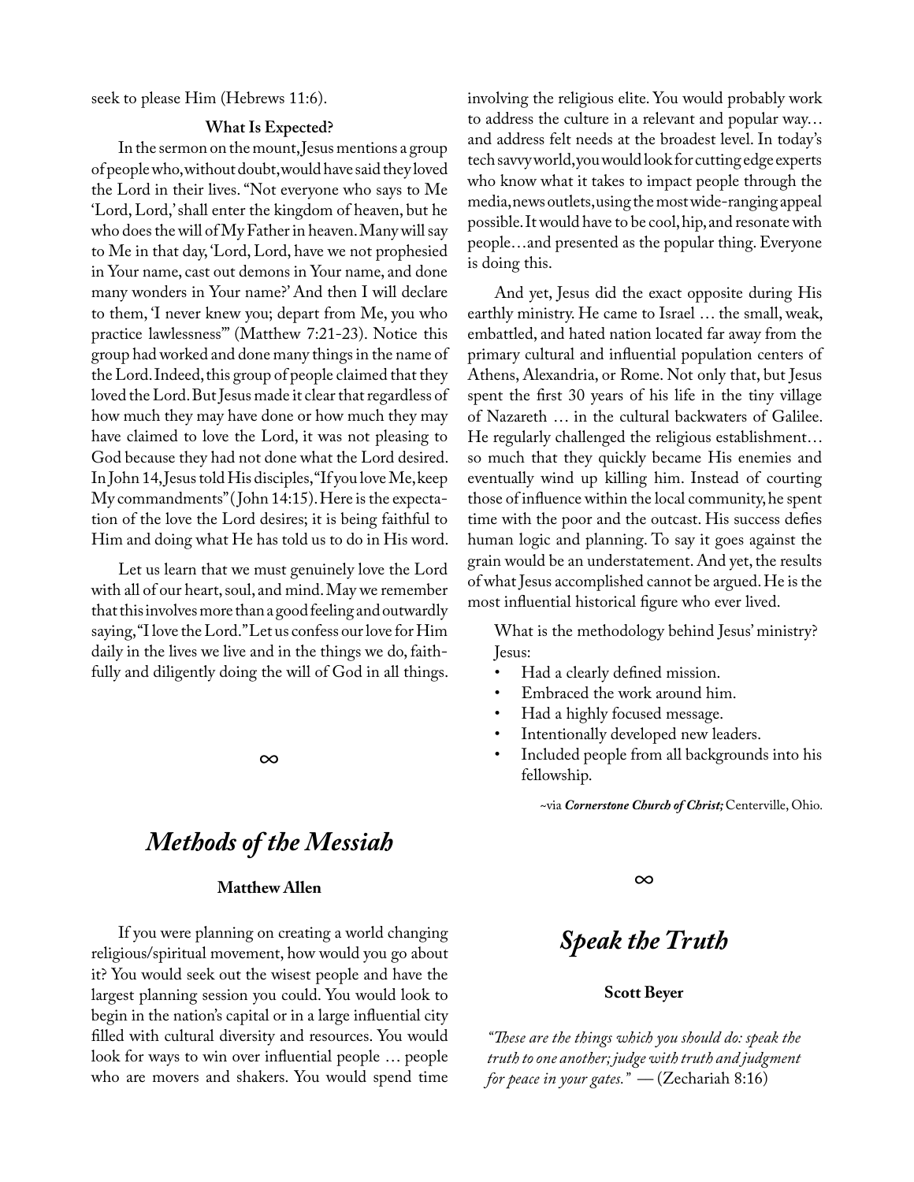seek to please Him (Hebrews 11:6).

### What Is Expected?

In the sermon on the mount, Jesus mentions a group of people who, without doubt, would have said they loved the Lord in their lives. "Not everyone who says to Me 'Lord, Lord,' shall enter the kingdom of heaven, but he who does the will of My Father in heaven. Many will say to Me in that day, 'Lord, Lord, have we not prophesied in Your name, cast out demons in Your name, and done many wonders in Your name?' And then I will declare to them, 'I never knew you; depart from Me, you who practice lawlessness'" (Matthew 7:21-23). Notice this group had worked and done many things in the name of the Lord. Indeed, this group of people claimed that they loved the Lord. But Jesus made it clear that regardless of how much they may have done or how much they may have claimed to love the Lord, it was not pleasing to God because they had not done what the Lord desired. In John 14, Jesus told His disciples, "If you love Me, keep My commandments" (John 14:15). Here is the expectation of the love the Lord desires; it is being faithful to Him and doing what He has told us to do in His word.

Let us learn that we must genuinely love the Lord with all of our heart, soul, and mind. May we remember that this involves more than a good feeling and outwardly saying, "I love the Lord." Let us confess our love for Him daily in the lives we live and in the things we do, faithfully and diligently doing the will of God in all things.

∞

# *Methods of the Messiah*

**Matthew Allen**

If you were planning on creating a world changing religious/spiritual movement, how would you go about it? You would seek out the wisest people and have the largest planning session you could. You would look to begin in the nation's capital or in a large influential city filled with cultural diversity and resources. You would look for ways to win over influential people … people who are movers and shakers. You would spend time involving the religious elite. You would probably work to address the culture in a relevant and popular way… and address felt needs at the broadest level. In today's tech savvy world, you would look for cutting edge experts who know what it takes to impact people through the media, news outlets, using the most wide-ranging appeal possible. It would have to be cool, hip, and resonate with people…and presented as the popular thing. Everyone is doing this.

And yet, Jesus did the exact opposite during His earthly ministry. He came to Israel … the small, weak, embattled, and hated nation located far away from the primary cultural and influential population centers of Athens, Alexandria, or Rome. Not only that, but Jesus spent the first 30 years of his life in the tiny village of Nazareth … in the cultural backwaters of Galilee. He regularly challenged the religious establishment… so much that they quickly became His enemies and eventually wind up killing him. Instead of courting those of influence within the local community, he spent time with the poor and the outcast. His success defies human logic and planning. To say it goes against the grain would be an understatement. And yet, the results of what Jesus accomplished cannot be argued. He is the most influential historical figure who ever lived.

What is the methodology behind Jesus' ministry? Jesus:

- Had a clearly defined mission.
- Embraced the work around him.
- Had a highly focused message.
- Intentionally developed new leaders.
- Included people from all backgrounds into his fellowship.

~via ***Cornerstone Church of Christ;*** Centerville, Ohio.

∞

# *Speak the Truth*

**Scott Beyer**

*"These are the things which you should do: speak the truth to one another; judge with truth and judgment for peace in your gates."* — (Zechariah 8:16)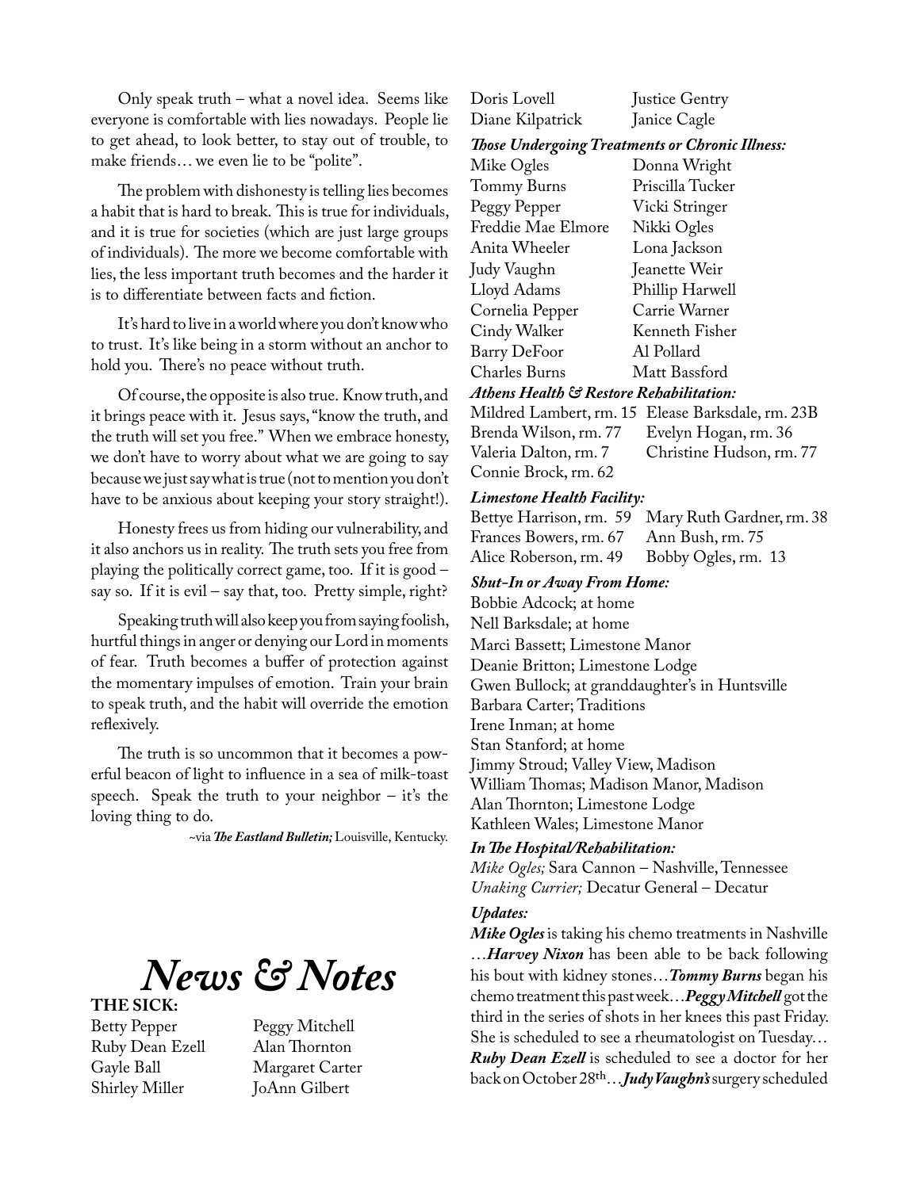Only speak truth – what a novel idea. Seems like everyone is comfortable with lies nowadays. People lie to get ahead, to look better, to stay out of trouble, to make friends… we even lie to be "polite".

The problem with dishonesty is telling lies becomes a habit that is hard to break. This is true for individuals, and it is true for societies (which are just large groups of individuals). The more we become comfortable with lies, the less important truth becomes and the harder it is to differentiate between facts and fiction.

It's hard to live in a world where you don't know who to trust. It's like being in a storm without an anchor to hold you. There's no peace without truth.

Of course, the opposite is also true. Know truth, and it brings peace with it. Jesus says, "know the truth, and the truth will set you free." When we embrace honesty, we don't have to worry about what we are going to say because we just say what is true (not to mention you don't have to be anxious about keeping your story straight!).

Honesty frees us from hiding our vulnerability, and it also anchors us in reality. The truth sets you free from playing the politically correct game, too. If it is good – say so. If it is evil – say that, too. Pretty simple, right?

Speaking truth will also keep you from saying foolish, hurtful things in anger or denying our Lord in moments of fear. Truth becomes a buffer of protection against the momentary impulses of emotion. Train your brain to speak truth, and the habit will override the emotion reflexively.

The truth is so uncommon that it becomes a powerful beacon of light to influence in a sea of milk-toast speech. Speak the truth to your neighbor – it's the loving thing to do.

~via ***The Eastland Bulletin;*** Louisville, Kentucky.

# *News & Notes*

**THE SICK:**

Betty Pepper
Peggy Mitchell
Ruby Dean Ezell
Alan Thornton
Gayle Ball
Margaret Carter
Shirley Miller
JoAnn Gilbert
Doris Lovell
Justice Gentry
Diane Kilpatrick
Janice Cagle

***Those Undergoing Treatments or Chronic Illness:***

Mike Ogles
Donna Wright
Tommy Burns
Priscilla Tucker
Peggy Pepper
Vicki Stringer
Freddie Mae Elmore
Nikki Ogles
Anita Wheeler
Lona Jackson
Judy Vaughn
Jeanette Weir
Lloyd Adams
Phillip Harwell
Cornelia Pepper
Carrie Warner
Cindy Walker
Kenneth Fisher
Barry DeFoor
Al Pollard
Charles Burns
Matt Bassford

***Athens Health & Restore Rehabilitation:***

Mildred Lambert, rm. 15
Elease Barksdale, rm. 23B
Brenda Wilson, rm. 77
Evelyn Hogan, rm. 36
Valeria Dalton, rm. 7
Christine Hudson, rm. 77
Connie Brock, rm. 62

***Limestone Health Facility:***

Bettye Harrison, rm. 59
Mary Ruth Gardner, rm. 38
Frances Bowers, rm. 67
Ann Bush, rm. 75
Alice Roberson, rm. 49
Bobby Ogles, rm. 13

***Shut-In or Away From Home:***

Bobbie Adcock; at home
Nell Barksdale; at home
Marci Bassett; Limestone Manor
Deanie Britton; Limestone Lodge
Gwen Bullock; at granddaughter's in Huntsville
Barbara Carter; Traditions
Irene Inman; at home
Stan Stanford; at home
Jimmy Stroud; Valley View, Madison
William Thomas; Madison Manor, Madison
Alan Thornton; Limestone Lodge
Kathleen Wales; Limestone Manor

***In The Hospital/Rehabilitation:***

*Mike Ogles;* Sara Cannon – Nashville, Tennessee
*Unaking Currier;* Decatur General – Decatur

***Updates:***

***Mike Ogles*** is taking his chemo treatments in Nashville …***Harvey Nixon*** has been able to be back following his bout with kidney stones…***Tommy Burns*** began his chemo treatment this past week…***Peggy Mitchell*** got the third in the series of shots in her knees this past Friday. She is scheduled to see a rheumatologist on Tuesday… ***Ruby Dean Ezell*** is scheduled to see a doctor for her back on October 28th…***Judy Vaughn's*** surgery scheduled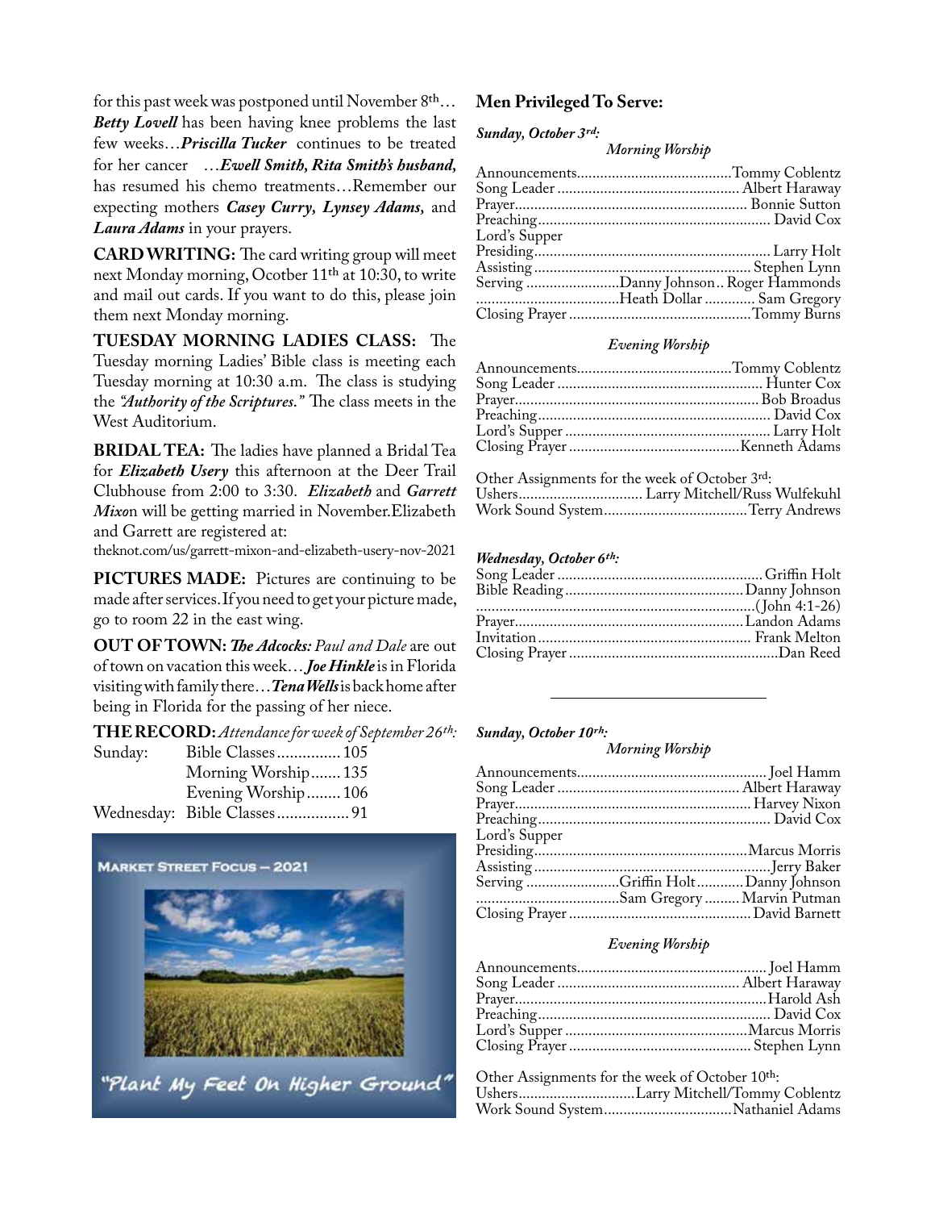for this past week was postponed until November 8th… ***Betty Lovell*** has been having knee problems the last few weeks…***Priscilla Tucker*** continues to be treated for her cancer …***Ewell Smith, Rita Smith's husband,*** has resumed his chemo treatments…Remember our expecting mothers ***Casey Curry, Lynsey Adams,*** and ***Laura Adams*** in your prayers.

**CARD WRITING:** The card writing group will meet next Monday morning, Ocotber 11th at 10:30, to write and mail out cards. If you want to do this, please join them next Monday morning.

**TUESDAY MORNING LADIES CLASS:** The Tuesday morning Ladies' Bible class is meeting each Tuesday morning at 10:30 a.m. The class is studying the *"Authority of the Scriptures."* The class meets in the West Auditorium.

**BRIDAL TEA:** The ladies have planned a Bridal Tea for ***Elizabeth Usery*** this afternoon at the Deer Trail Clubhouse from 2:00 to 3:30. ***Elizabeth*** and ***Garrett Mixo***n will be getting married in November.Elizabeth and Garrett are registered at:
theknot.com/us/garrett-mixon-and-elizabeth-usery-nov-2021

**PICTURES MADE:** Pictures are continuing to be made after services. If you need to get your picture made, go to room 22 in the east wing.

**OUT OF TOWN:** ***The Adcocks:*** *Paul and Dale* are out of town on vacation this week…***Joe Hinkle*** is in Florida visiting with family there…***Tena Wells*** is back home after being in Florida for the passing of her niece.

**THE RECORD:** *Attendance for week of September 26th:*

| | | |
|---|---|---|
| Sunday: | Bible Classes | 105 |
| | Morning Worship | 135 |
| | Evening Worship | 106 |
| Wednesday: | Bible Classes | 91 |

MARKET STREET FOCUS – 2021

"Plant My Feet On Higher Ground"

## Men Privileged To Serve:

***Sunday, October 3rd:***

*Morning Worship*

Announcements........Tommy Coblentz
Song Leader........Albert Haraway
Prayer........Bonnie Sutton
Preaching........David Cox
Lord's Supper
Presiding........Larry Holt
Assisting........Stephen Lynn
Serving........Danny Johnson.. Roger Hammonds
........Heath Dollar........Sam Gregory
Closing Prayer........Tommy Burns

*Evening Worship*

Announcements........Tommy Coblentz
Song Leader........Hunter Cox
Prayer........Bob Broadus
Preaching........David Cox
Lord's Supper........Larry Holt
Closing Prayer........Kenneth Adams

Other Assignments for the week of October 3rd:
Ushers........Larry Mitchell/Russ Wulfekuhl
Work Sound System........Terry Andrews

***Wednesday, October 6th:***

Song Leader........Griffin Holt
Bible Reading........Danny Johnson
........(John 4:1-26)
Prayer........Landon Adams
Invitation........Frank Melton
Closing Prayer........Dan Reed

***Sunday, October 10rh:***

*Morning Worship*

Announcements........Joel Hamm
Song Leader........Albert Haraway
Prayer........Harvey Nixon
Preaching........David Cox
Lord's Supper
Presiding........Marcus Morris
Assisting........Jerry Baker
Serving........Griffin Holt........Danny Johnson
........Sam Gregory........Marvin Putman
Closing Prayer........David Barnett

*Evening Worship*

Announcements........Joel Hamm
Song Leader........Albert Haraway
Prayer........Harold Ash
Preaching........David Cox
Lord's Supper........Marcus Morris
Closing Prayer........Stephen Lynn

Other Assignments for the week of October 10th:
Ushers........Larry Mitchell/Tommy Coblentz
Work Sound System........Nathaniel Adams